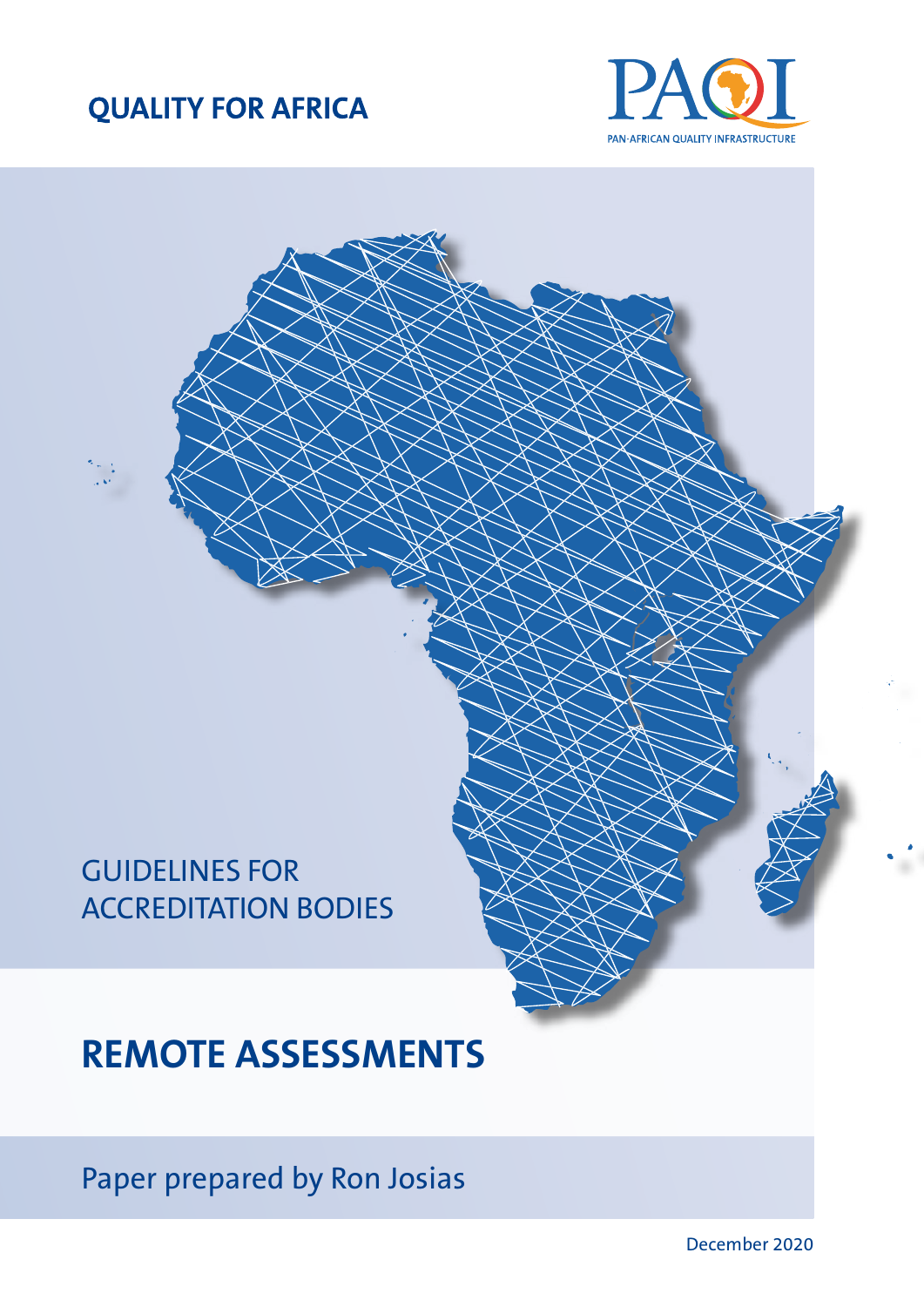QUALITY FOR AFRICA

PAQI
PAN-AFRICAN QUALITY INFRASTRUCTURE

GUIDELINES FOR ACCREDITATION BODIES

# REMOTE ASSESSMENTS

Paper prepared by Ron Josias

December 2020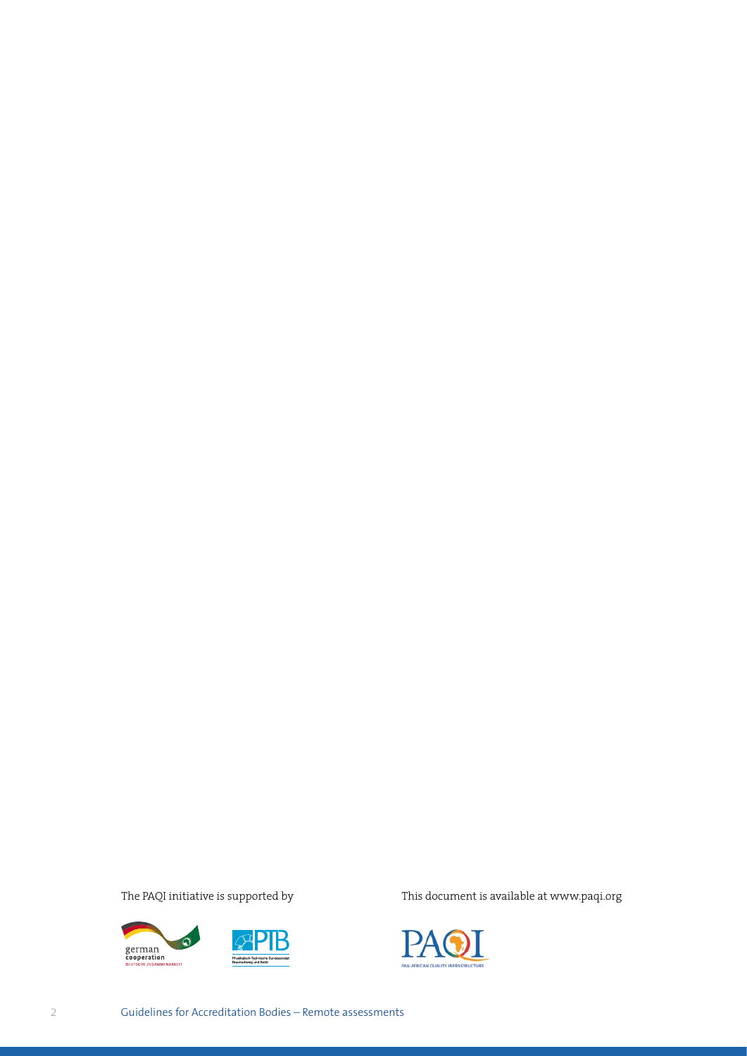The PAQI initiative is supported by

This document is available at www.paqi.org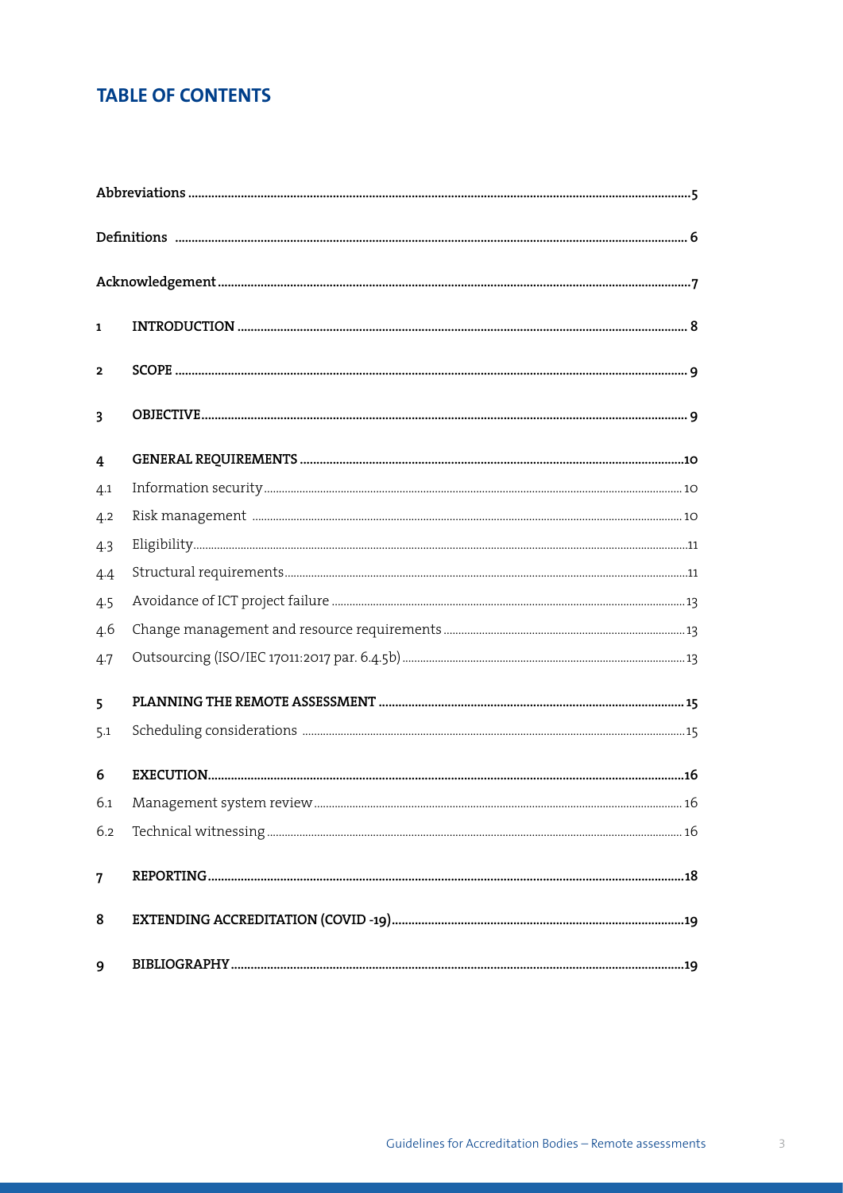## TABLE OF CONTENTS

| | | |
|---|---|---|
| **Abbreviations** | | **5** |
| **Definitions** | | **6** |
| **Acknowledgement** | | **7** |
| **1** | **INTRODUCTION** | **8** |
| **2** | **SCOPE** | **9** |
| **3** | **OBJECTIVE** | **9** |
| **4** | **GENERAL REQUIREMENTS** | **10** |
| 4.1 | Information security | 10 |
| 4.2 | Risk management | 10 |
| 4.3 | Eligibility | 11 |
| 4.4 | Structural requirements | 11 |
| 4.5 | Avoidance of ICT project failure | 13 |
| 4.6 | Change management and resource requirements | 13 |
| 4.7 | Outsourcing (ISO/IEC 17011:2017 par. 6.4.5b) | 13 |
| **5** | **PLANNING THE REMOTE ASSESSMENT** | **15** |
| 5.1 | Scheduling considerations | 15 |
| **6** | **EXECUTION** | **16** |
| 6.1 | Management system review | 16 |
| 6.2 | Technical witnessing | 16 |
| **7** | **REPORTING** | **18** |
| **8** | **EXTENDING ACCREDITATION (COVID -19)** | **19** |
| **9** | **BIBLIOGRAPHY** | **19** |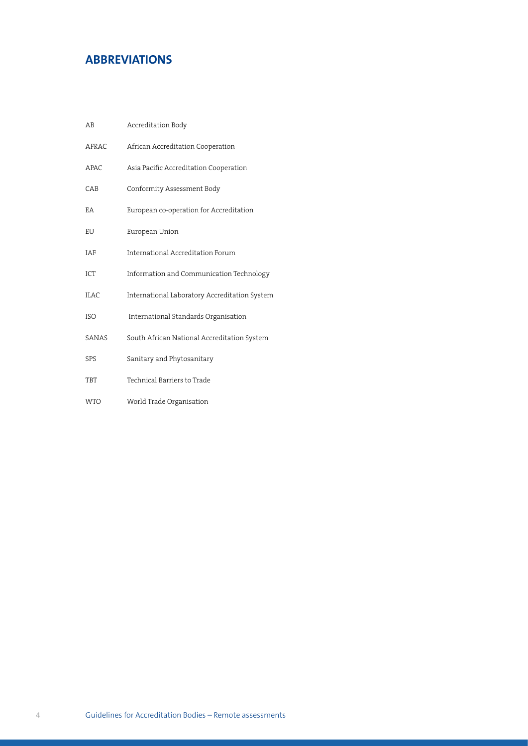## ABBREVIATIONS

| | |
|---|---|
| AB | Accreditation Body |
| AFRAC | African Accreditation Cooperation |
| APAC | Asia Pacific Accreditation Cooperation |
| CAB | Conformity Assessment Body |
| EA | European co-operation for Accreditation |
| EU | European Union |
| IAF | International Accreditation Forum |
| ICT | Information and Communication Technology |
| ILAC | International Laboratory Accreditation System |
| ISO | International Standards Organisation |
| SANAS | South African National Accreditation System |
| SPS | Sanitary and Phytosanitary |
| TBT | Technical Barriers to Trade |
| WTO | World Trade Organisation |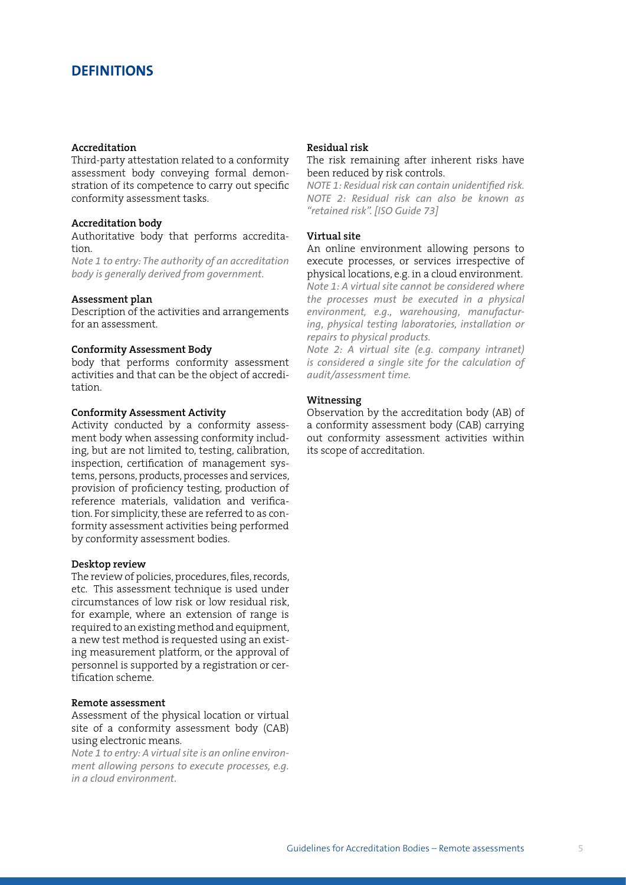# DEFINITIONS

**Accreditation**
Third-party attestation related to a conformity assessment body conveying formal demonstration of its competence to carry out specific conformity assessment tasks.

**Accreditation body**
Authoritative body that performs accreditation.
*Note 1 to entry: The authority of an accreditation body is generally derived from government.*

**Assessment plan**
Description of the activities and arrangements for an assessment.

**Conformity Assessment Body**
body that performs conformity assessment activities and that can be the object of accreditation.

**Conformity Assessment Activity**
Activity conducted by a conformity assessment body when assessing conformity including, but are not limited to, testing, calibration, inspection, certification of management systems, persons, products, processes and services, provision of proficiency testing, production of reference materials, validation and verification. For simplicity, these are referred to as conformity assessment activities being performed by conformity assessment bodies.

**Desktop review**
The review of policies, procedures, files, records, etc. This assessment technique is used under circumstances of low risk or low residual risk, for example, where an extension of range is required to an existing method and equipment, a new test method is requested using an existing measurement platform, or the approval of personnel is supported by a registration or certification scheme.

**Remote assessment**
Assessment of the physical location or virtual site of a conformity assessment body (CAB) using electronic means.
*Note 1 to entry: A virtual site is an online environment allowing persons to execute processes, e.g. in a cloud environment.*

**Residual risk**
The risk remaining after inherent risks have been reduced by risk controls.
*NOTE 1: Residual risk can contain unidentified risk.*
*NOTE 2: Residual risk can also be known as "retained risk". [ISO Guide 73]*

**Virtual site**
An online environment allowing persons to execute processes, or services irrespective of physical locations, e.g. in a cloud environment.
*Note 1: A virtual site cannot be considered where the processes must be executed in a physical environment, e.g., warehousing, manufacturing, physical testing laboratories, installation or repairs to physical products.*
*Note 2: A virtual site (e.g. company intranet) is considered a single site for the calculation of audit/assessment time.*

**Witnessing**
Observation by the accreditation body (AB) of a conformity assessment body (CAB) carrying out conformity assessment activities within its scope of accreditation.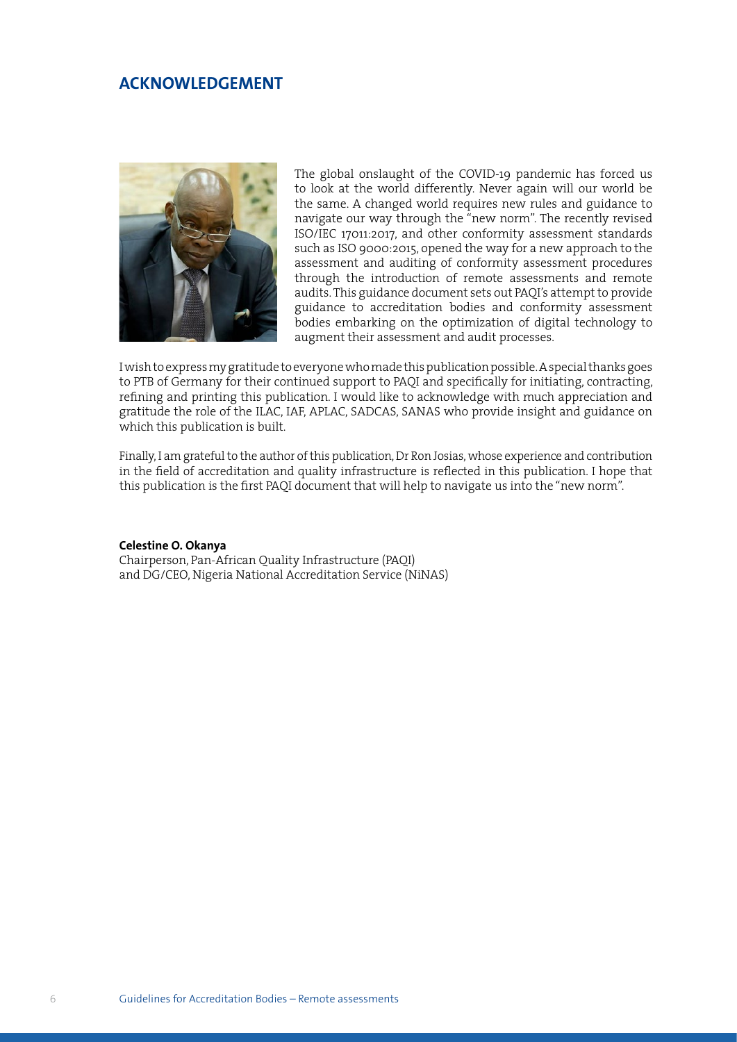## ACKNOWLEDGEMENT

The global onslaught of the COVID-19 pandemic has forced us to look at the world differently. Never again will our world be the same. A changed world requires new rules and guidance to navigate our way through the "new norm". The recently revised ISO/IEC 17011:2017, and other conformity assessment standards such as ISO 9000:2015, opened the way for a new approach to the assessment and auditing of conformity assessment procedures through the introduction of remote assessments and remote audits. This guidance document sets out PAQI's attempt to provide guidance to accreditation bodies and conformity assessment bodies embarking on the optimization of digital technology to augment their assessment and audit processes.

I wish to express my gratitude to everyone who made this publication possible. A special thanks goes to PTB of Germany for their continued support to PAQI and specifically for initiating, contracting, refining and printing this publication. I would like to acknowledge with much appreciation and gratitude the role of the ILAC, IAF, APLAC, SADCAS, SANAS who provide insight and guidance on which this publication is built.

Finally, I am grateful to the author of this publication, Dr Ron Josias, whose experience and contribution in the field of accreditation and quality infrastructure is reflected in this publication. I hope that this publication is the first PAQI document that will help to navigate us into the "new norm".

**Celestine O. Okanya**
Chairperson, Pan-African Quality Infrastructure (PAQI)
and DG/CEO, Nigeria National Accreditation Service (NiNAS)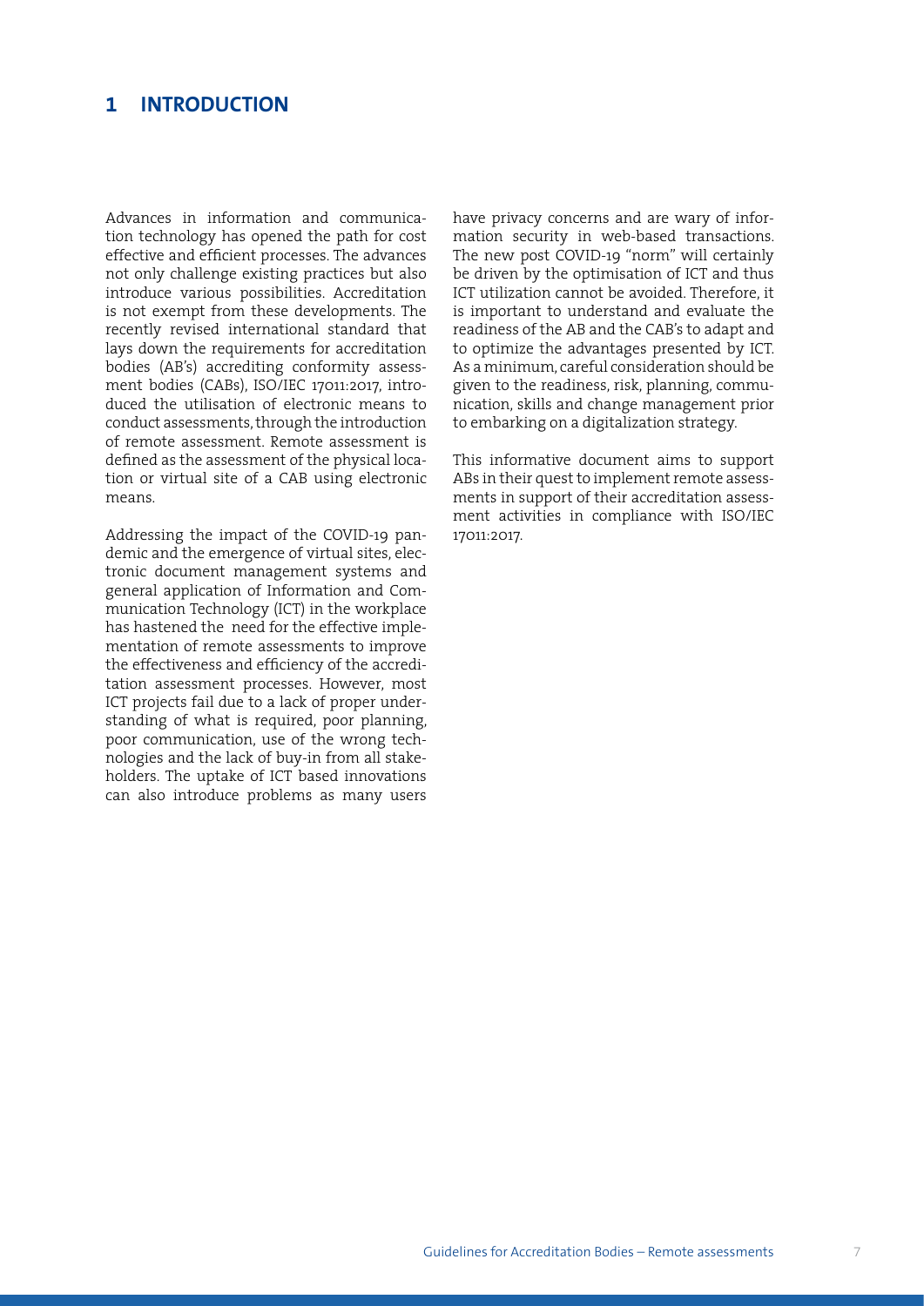# 1 INTRODUCTION

Advances in information and communication technology has opened the path for cost effective and efficient processes. The advances not only challenge existing practices but also introduce various possibilities. Accreditation is not exempt from these developments. The recently revised international standard that lays down the requirements for accreditation bodies (AB's) accrediting conformity assessment bodies (CABs), ISO/IEC 17011:2017, introduced the utilisation of electronic means to conduct assessments, through the introduction of remote assessment. Remote assessment is defined as the assessment of the physical location or virtual site of a CAB using electronic means.

Addressing the impact of the COVID-19 pandemic and the emergence of virtual sites, electronic document management systems and general application of Information and Communication Technology (ICT) in the workplace has hastened the need for the effective implementation of remote assessments to improve the effectiveness and efficiency of the accreditation assessment processes. However, most ICT projects fail due to a lack of proper understanding of what is required, poor planning, poor communication, use of the wrong technologies and the lack of buy-in from all stakeholders. The uptake of ICT based innovations can also introduce problems as many users have privacy concerns and are wary of information security in web-based transactions. The new post COVID-19 "norm" will certainly be driven by the optimisation of ICT and thus ICT utilization cannot be avoided. Therefore, it is important to understand and evaluate the readiness of the AB and the CAB's to adapt and to optimize the advantages presented by ICT. As a minimum, careful consideration should be given to the readiness, risk, planning, communication, skills and change management prior to embarking on a digitalization strategy.

This informative document aims to support ABs in their quest to implement remote assessments in support of their accreditation assessment activities in compliance with ISO/IEC 17011:2017.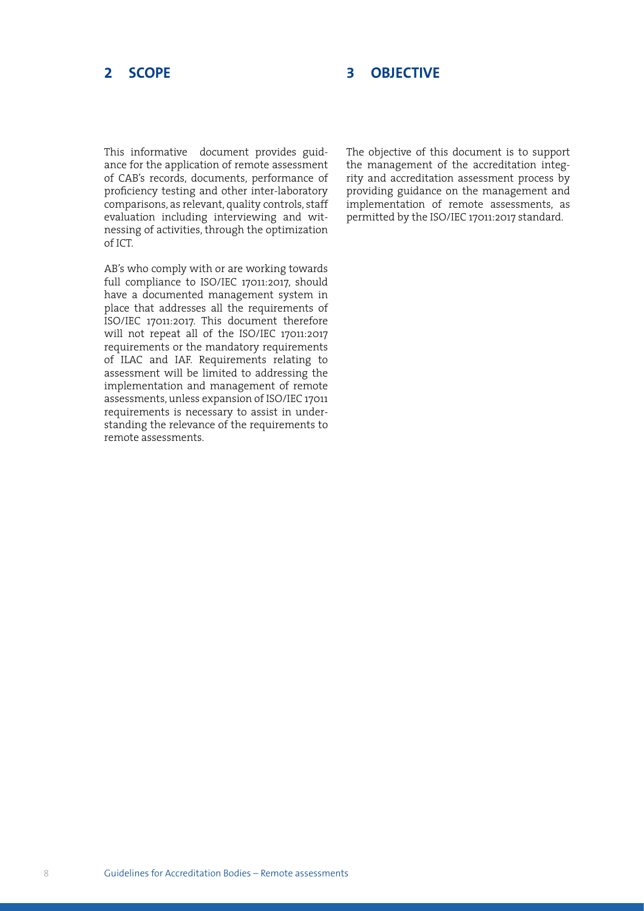## 2 SCOPE

This informative document provides guidance for the application of remote assessment of CAB's records, documents, performance of proficiency testing and other inter-laboratory comparisons, as relevant, quality controls, staff evaluation including interviewing and witnessing of activities, through the optimization of ICT.

AB's who comply with or are working towards full compliance to ISO/IEC 17011:2017, should have a documented management system in place that addresses all the requirements of ISO/IEC 17011:2017. This document therefore will not repeat all of the ISO/IEC 17011:2017 requirements or the mandatory requirements of ILAC and IAF. Requirements relating to assessment will be limited to addressing the implementation and management of remote assessments, unless expansion of ISO/IEC 17011 requirements is necessary to assist in understanding the relevance of the requirements to remote assessments.

## 3 OBJECTIVE

The objective of this document is to support the management of the accreditation integrity and accreditation assessment process by providing guidance on the management and implementation of remote assessments, as permitted by the ISO/IEC 17011:2017 standard.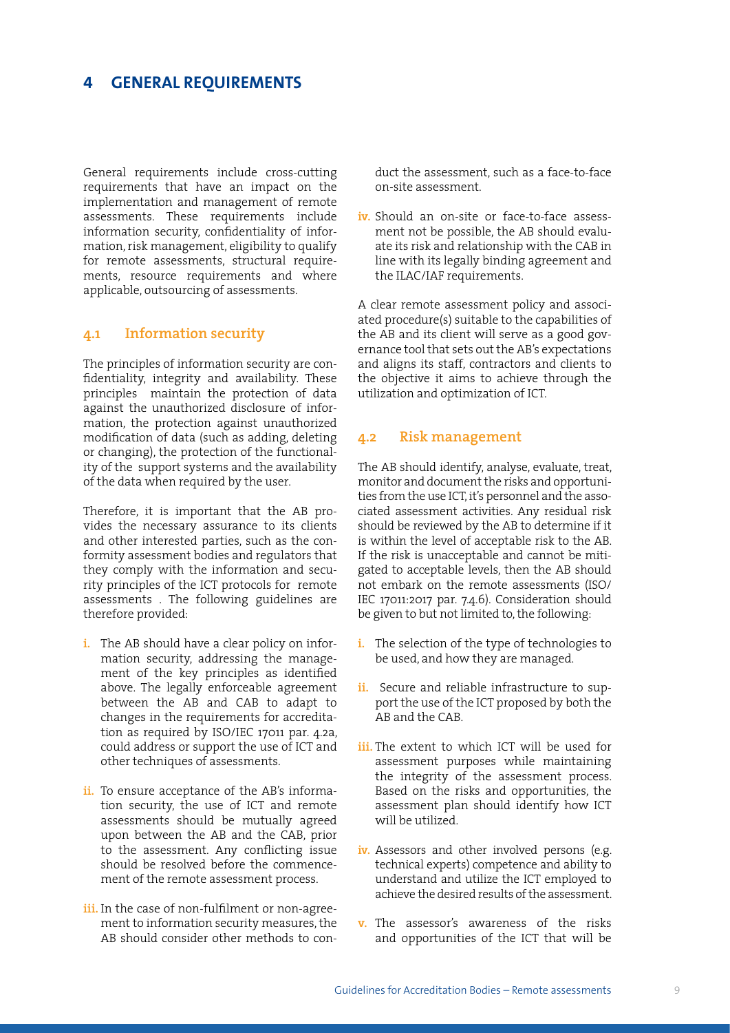# 4 GENERAL REQUIREMENTS

General requirements include cross-cutting requirements that have an impact on the implementation and management of remote assessments. These requirements include information security, confidentiality of information, risk management, eligibility to qualify for remote assessments, structural requirements, resource requirements and where applicable, outsourcing of assessments.

## 4.1 Information security

The principles of information security are confidentiality, integrity and availability. These principles maintain the protection of data against the unauthorized disclosure of information, the protection against unauthorized modification of data (such as adding, deleting or changing), the protection of the functionality of the support systems and the availability of the data when required by the user.

Therefore, it is important that the AB provides the necessary assurance to its clients and other interested parties, such as the conformity assessment bodies and regulators that they comply with the information and security principles of the ICT protocols for remote assessments . The following guidelines are therefore provided:

i. The AB should have a clear policy on information security, addressing the management of the key principles as identified above. The legally enforceable agreement between the AB and CAB to adapt to changes in the requirements for accreditation as required by ISO/IEC 17011 par. 4.2a, could address or support the use of ICT and other techniques of assessments.

ii. To ensure acceptance of the AB's information security, the use of ICT and remote assessments should be mutually agreed upon between the AB and the CAB, prior to the assessment. Any conflicting issue should be resolved before the commencement of the remote assessment process.

iii. In the case of non-fulfilment or non-agreement to information security measures, the AB should consider other methods to conduct the assessment, such as a face-to-face on-site assessment.

iv. Should an on-site or face-to-face assessment not be possible, the AB should evaluate its risk and relationship with the CAB in line with its legally binding agreement and the ILAC/IAF requirements.

A clear remote assessment policy and associated procedure(s) suitable to the capabilities of the AB and its client will serve as a good governance tool that sets out the AB's expectations and aligns its staff, contractors and clients to the objective it aims to achieve through the utilization and optimization of ICT.

## 4.2 Risk management

The AB should identify, analyse, evaluate, treat, monitor and document the risks and opportunities from the use ICT, it's personnel and the associated assessment activities. Any residual risk should be reviewed by the AB to determine if it is within the level of acceptable risk to the AB. If the risk is unacceptable and cannot be mitigated to acceptable levels, then the AB should not embark on the remote assessments (ISO/IEC 17011:2017 par. 7.4.6). Consideration should be given to but not limited to, the following:

i. The selection of the type of technologies to be used, and how they are managed.

ii. Secure and reliable infrastructure to support the use of the ICT proposed by both the AB and the CAB.

iii. The extent to which ICT will be used for assessment purposes while maintaining the integrity of the assessment process. Based on the risks and opportunities, the assessment plan should identify how ICT will be utilized.

iv. Assessors and other involved persons (e.g. technical experts) competence and ability to understand and utilize the ICT employed to achieve the desired results of the assessment.

v. The assessor's awareness of the risks and opportunities of the ICT that will be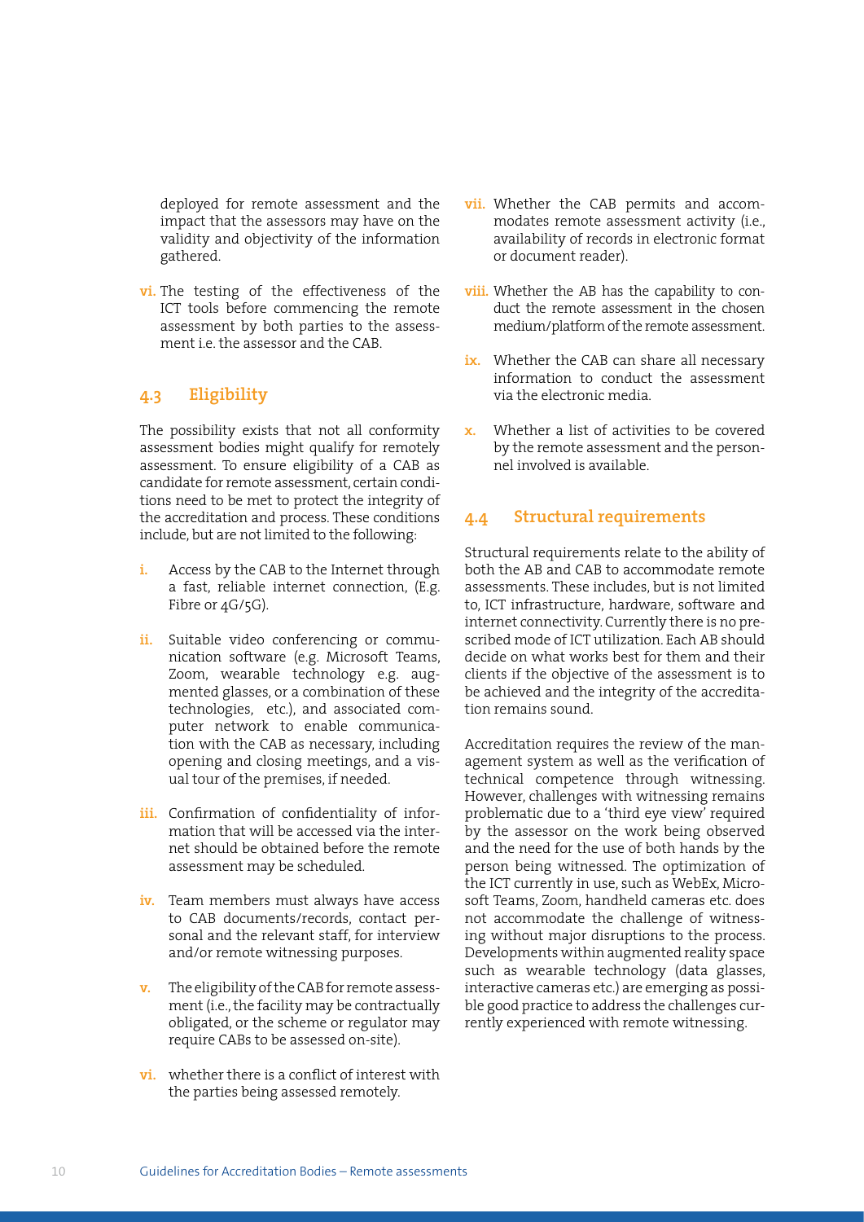deployed for remote assessment and the impact that the assessors may have on the validity and objectivity of the information gathered.

vi. The testing of the effectiveness of the ICT tools before commencing the remote assessment by both parties to the assessment i.e. the assessor and the CAB.

### 4.3 Eligibility

The possibility exists that not all conformity assessment bodies might qualify for remotely assessment. To ensure eligibility of a CAB as candidate for remote assessment, certain conditions need to be met to protect the integrity of the accreditation and process. These conditions include, but are not limited to the following:

i. Access by the CAB to the Internet through a fast, reliable internet connection, (E.g. Fibre or 4G/5G).

ii. Suitable video conferencing or communication software (e.g. Microsoft Teams, Zoom, wearable technology e.g. augmented glasses, or a combination of these technologies, etc.), and associated computer network to enable communication with the CAB as necessary, including opening and closing meetings, and a visual tour of the premises, if needed.

iii. Confirmation of confidentiality of information that will be accessed via the internet should be obtained before the remote assessment may be scheduled.

iv. Team members must always have access to CAB documents/records, contact personal and the relevant staff, for interview and/or remote witnessing purposes.

v. The eligibility of the CAB for remote assessment (i.e., the facility may be contractually obligated, or the scheme or regulator may require CABs to be assessed on-site).

vi. whether there is a conflict of interest with the parties being assessed remotely.

vii. Whether the CAB permits and accommodates remote assessment activity (i.e., availability of records in electronic format or document reader).

viii. Whether the AB has the capability to conduct the remote assessment in the chosen medium/platform of the remote assessment.

ix. Whether the CAB can share all necessary information to conduct the assessment via the electronic media.

x. Whether a list of activities to be covered by the remote assessment and the personnel involved is available.

### 4.4 Structural requirements

Structural requirements relate to the ability of both the AB and CAB to accommodate remote assessments. These includes, but is not limited to, ICT infrastructure, hardware, software and internet connectivity. Currently there is no prescribed mode of ICT utilization. Each AB should decide on what works best for them and their clients if the objective of the assessment is to be achieved and the integrity of the accreditation remains sound.

Accreditation requires the review of the management system as well as the verification of technical competence through witnessing. However, challenges with witnessing remains problematic due to a 'third eye view' required by the assessor on the work being observed and the need for the use of both hands by the person being witnessed. The optimization of the ICT currently in use, such as WebEx, Microsoft Teams, Zoom, handheld cameras etc. does not accommodate the challenge of witnessing without major disruptions to the process. Developments within augmented reality space such as wearable technology (data glasses, interactive cameras etc.) are emerging as possible good practice to address the challenges currently experienced with remote witnessing.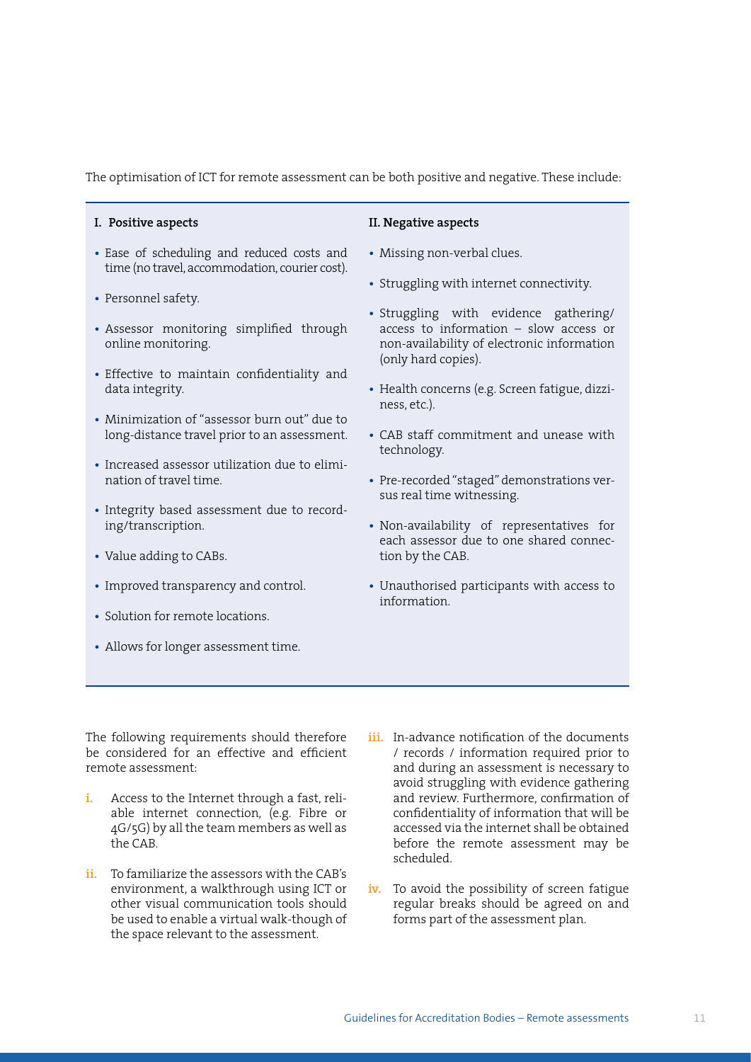The optimisation of ICT for remote assessment can be both positive and negative. These include:

**I. Positive aspects**

- Ease of scheduling and reduced costs and time (no travel, accommodation, courier cost).
- Personnel safety.
- Assessor monitoring simplified through online monitoring.
- Effective to maintain confidentiality and data integrity.
- Minimization of "assessor burn out" due to long-distance travel prior to an assessment.
- Increased assessor utilization due to elimination of travel time.
- Integrity based assessment due to recording/transcription.
- Value adding to CABs.
- Improved transparency and control.
- Solution for remote locations.
- Allows for longer assessment time.

**II. Negative aspects**

- Missing non-verbal clues.
- Struggling with internet connectivity.
- Struggling with evidence gathering/ access to information – slow access or non-availability of electronic information (only hard copies).
- Health concerns (e.g. Screen fatigue, dizziness, etc.).
- CAB staff commitment and unease with technology.
- Pre-recorded "staged" demonstrations versus real time witnessing.
- Non-availability of representatives for each assessor due to one shared connection by the CAB.
- Unauthorised participants with access to information.

The following requirements should therefore be considered for an effective and efficient remote assessment:

i. Access to the Internet through a fast, reliable internet connection, (e.g. Fibre or 4G/5G) by all the team members as well as the CAB.

ii. To familiarize the assessors with the CAB's environment, a walkthrough using ICT or other visual communication tools should be used to enable a virtual walk-though of the space relevant to the assessment.

iii. In-advance notification of the documents / records / information required prior to and during an assessment is necessary to avoid struggling with evidence gathering and review. Furthermore, confirmation of confidentiality of information that will be accessed via the internet shall be obtained before the remote assessment may be scheduled.

iv. To avoid the possibility of screen fatigue regular breaks should be agreed on and forms part of the assessment plan.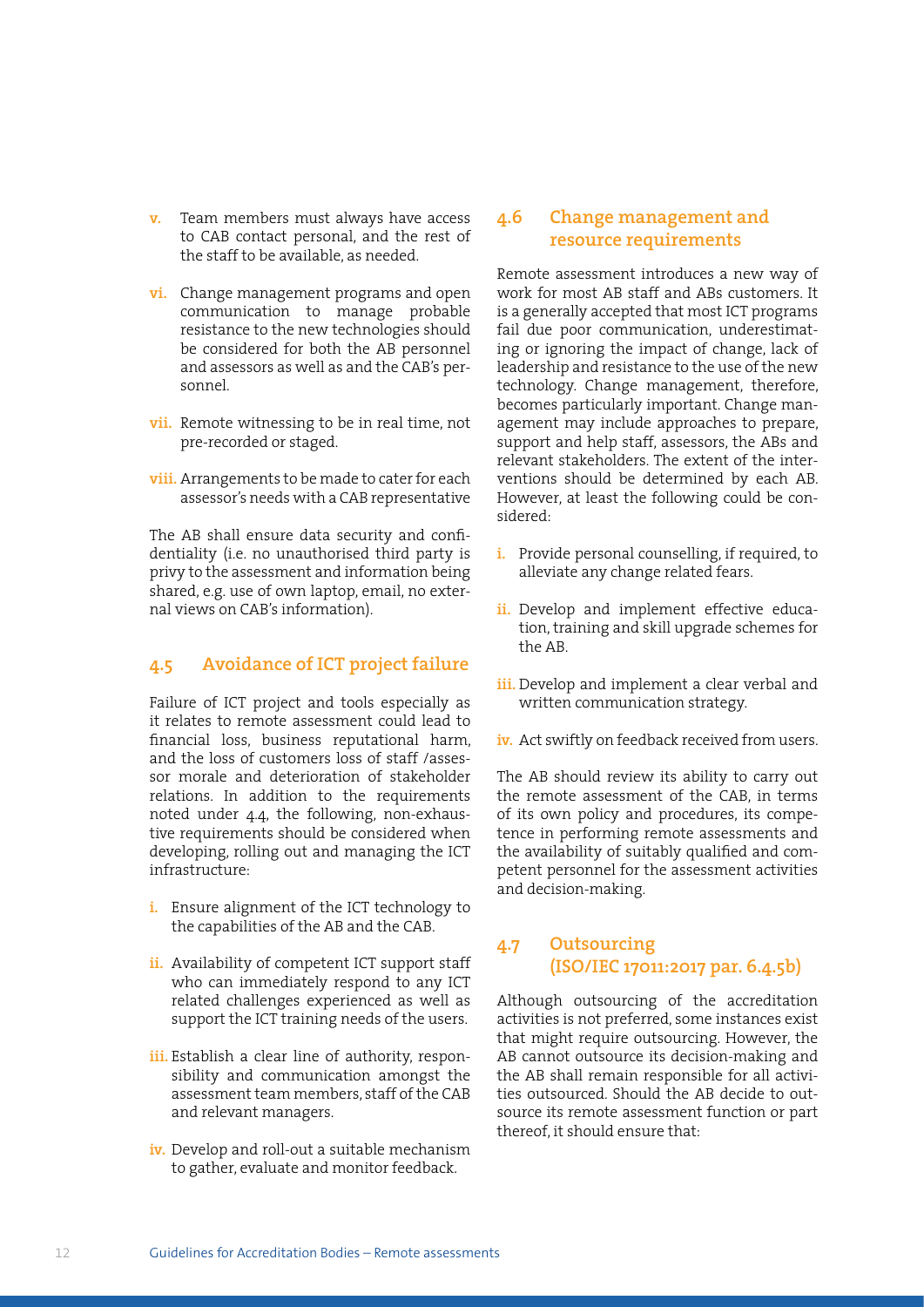v. Team members must always have access to CAB contact personal, and the rest of the staff to be available, as needed.

vi. Change management programs and open communication to manage probable resistance to the new technologies should be considered for both the AB personnel and assessors as well as and the CAB's personnel.

vii. Remote witnessing to be in real time, not pre-recorded or staged.

viii. Arrangements to be made to cater for each assessor's needs with a CAB representative

The AB shall ensure data security and confidentiality (i.e. no unauthorised third party is privy to the assessment and information being shared, e.g. use of own laptop, email, no external views on CAB's information).

## 4.5 Avoidance of ICT project failure

Failure of ICT project and tools especially as it relates to remote assessment could lead to financial loss, business reputational harm, and the loss of customers loss of staff /assessor morale and deterioration of stakeholder relations. In addition to the requirements noted under 4.4, the following, non-exhaustive requirements should be considered when developing, rolling out and managing the ICT infrastructure:

i. Ensure alignment of the ICT technology to the capabilities of the AB and the CAB.

ii. Availability of competent ICT support staff who can immediately respond to any ICT related challenges experienced as well as support the ICT training needs of the users.

iii. Establish a clear line of authority, responsibility and communication amongst the assessment team members, staff of the CAB and relevant managers.

iv. Develop and roll-out a suitable mechanism to gather, evaluate and monitor feedback.

## 4.6 Change management and resource requirements

Remote assessment introduces a new way of work for most AB staff and ABs customers. It is a generally accepted that most ICT programs fail due poor communication, underestimating or ignoring the impact of change, lack of leadership and resistance to the use of the new technology. Change management, therefore, becomes particularly important. Change management may include approaches to prepare, support and help staff, assessors, the ABs and relevant stakeholders. The extent of the interventions should be determined by each AB. However, at least the following could be considered:

i. Provide personal counselling, if required, to alleviate any change related fears.

ii. Develop and implement effective education, training and skill upgrade schemes for the AB.

iii. Develop and implement a clear verbal and written communication strategy.

iv. Act swiftly on feedback received from users.

The AB should review its ability to carry out the remote assessment of the CAB, in terms of its own policy and procedures, its competence in performing remote assessments and the availability of suitably qualified and competent personnel for the assessment activities and decision-making.

## 4.7 Outsourcing (ISO/IEC 17011:2017 par. 6.4.5b)

Although outsourcing of the accreditation activities is not preferred, some instances exist that might require outsourcing. However, the AB cannot outsource its decision-making and the AB shall remain responsible for all activities outsourced. Should the AB decide to outsource its remote assessment function or part thereof, it should ensure that: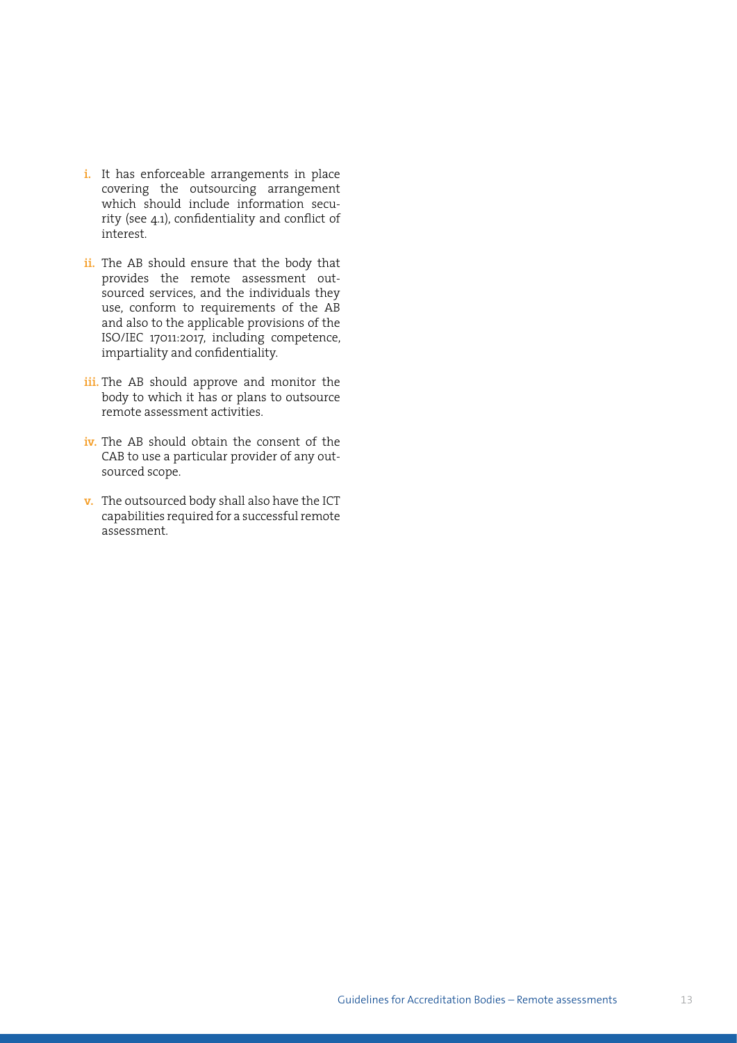i. It has enforceable arrangements in place covering the outsourcing arrangement which should include information security (see 4.1), confidentiality and conflict of interest.

ii. The AB should ensure that the body that provides the remote assessment outsourced services, and the individuals they use, conform to requirements of the AB and also to the applicable provisions of the ISO/IEC 17011:2017, including competence, impartiality and confidentiality.

iii. The AB should approve and monitor the body to which it has or plans to outsource remote assessment activities.

iv. The AB should obtain the consent of the CAB to use a particular provider of any outsourced scope.

v. The outsourced body shall also have the ICT capabilities required for a successful remote assessment.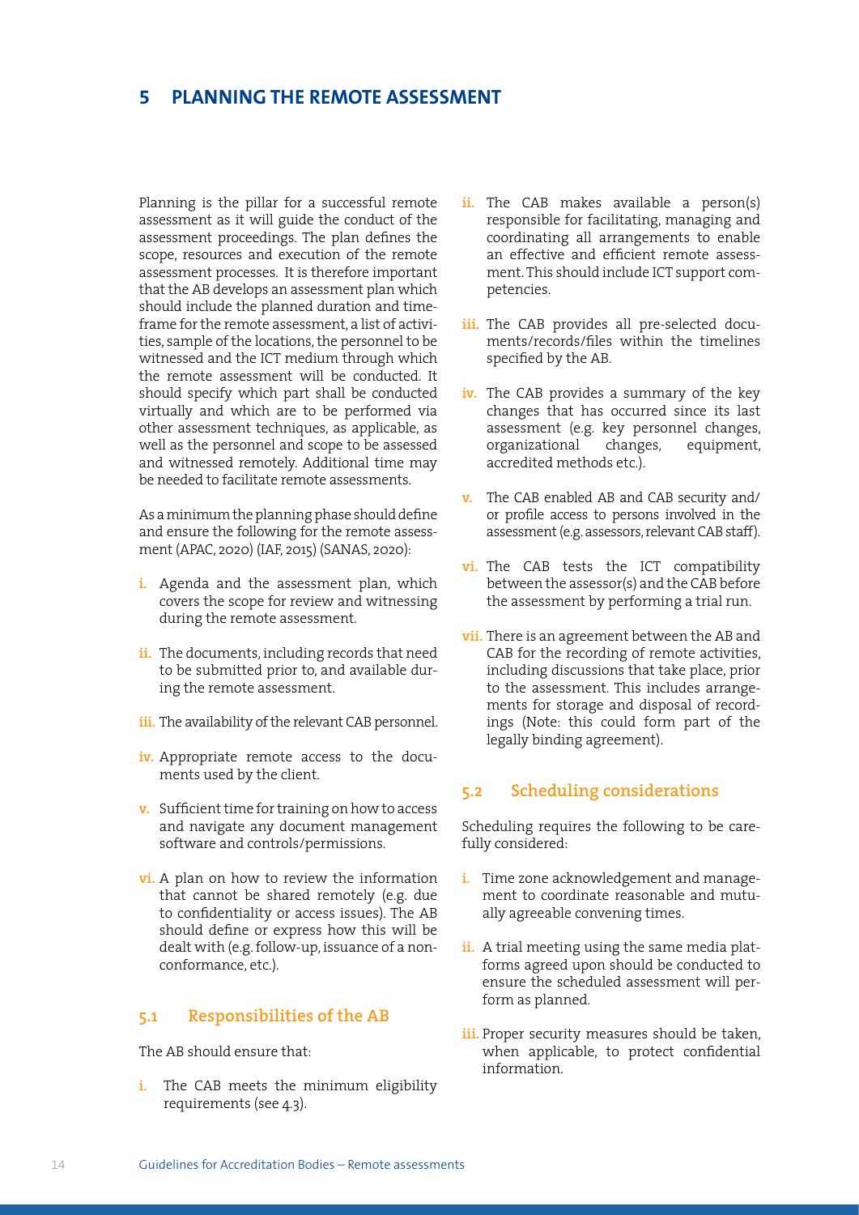# 5 PLANNING THE REMOTE ASSESSMENT

Planning is the pillar for a successful remote assessment as it will guide the conduct of the assessment proceedings. The plan defines the scope, resources and execution of the remote assessment processes. It is therefore important that the AB develops an assessment plan which should include the planned duration and timeframe for the remote assessment, a list of activities, sample of the locations, the personnel to be witnessed and the ICT medium through which the remote assessment will be conducted. It should specify which part shall be conducted virtually and which are to be performed via other assessment techniques, as applicable, as well as the personnel and scope to be assessed and witnessed remotely. Additional time may be needed to facilitate remote assessments.

As a minimum the planning phase should define and ensure the following for the remote assessment (APAC, 2020) (IAF, 2015) (SANAS, 2020):

i. Agenda and the assessment plan, which covers the scope for review and witnessing during the remote assessment.

ii. The documents, including records that need to be submitted prior to, and available during the remote assessment.

iii. The availability of the relevant CAB personnel.

iv. Appropriate remote access to the documents used by the client.

v. Sufficient time for training on how to access and navigate any document management software and controls/permissions.

vi. A plan on how to review the information that cannot be shared remotely (e.g. due to confidentiality or access issues). The AB should define or express how this will be dealt with (e.g. follow-up, issuance of a nonconformance, etc.).

## 5.1 Responsibilities of the AB

The AB should ensure that:

i. The CAB meets the minimum eligibility requirements (see 4.3).

ii. The CAB makes available a person(s) responsible for facilitating, managing and coordinating all arrangements to enable an effective and efficient remote assessment. This should include ICT support competencies.

iii. The CAB provides all pre-selected documents/records/files within the timelines specified by the AB.

iv. The CAB provides a summary of the key changes that has occurred since its last assessment (e.g. key personnel changes, organizational changes, equipment, accredited methods etc.).

v. The CAB enabled AB and CAB security and/or profile access to persons involved in the assessment (e.g. assessors, relevant CAB staff).

vi. The CAB tests the ICT compatibility between the assessor(s) and the CAB before the assessment by performing a trial run.

vii. There is an agreement between the AB and CAB for the recording of remote activities, including discussions that take place, prior to the assessment. This includes arrangements for storage and disposal of recordings (Note: this could form part of the legally binding agreement).

## 5.2 Scheduling considerations

Scheduling requires the following to be carefully considered:

i. Time zone acknowledgement and management to coordinate reasonable and mutually agreeable convening times.

ii. A trial meeting using the same media platforms agreed upon should be conducted to ensure the scheduled assessment will perform as planned.

iii. Proper security measures should be taken, when applicable, to protect confidential information.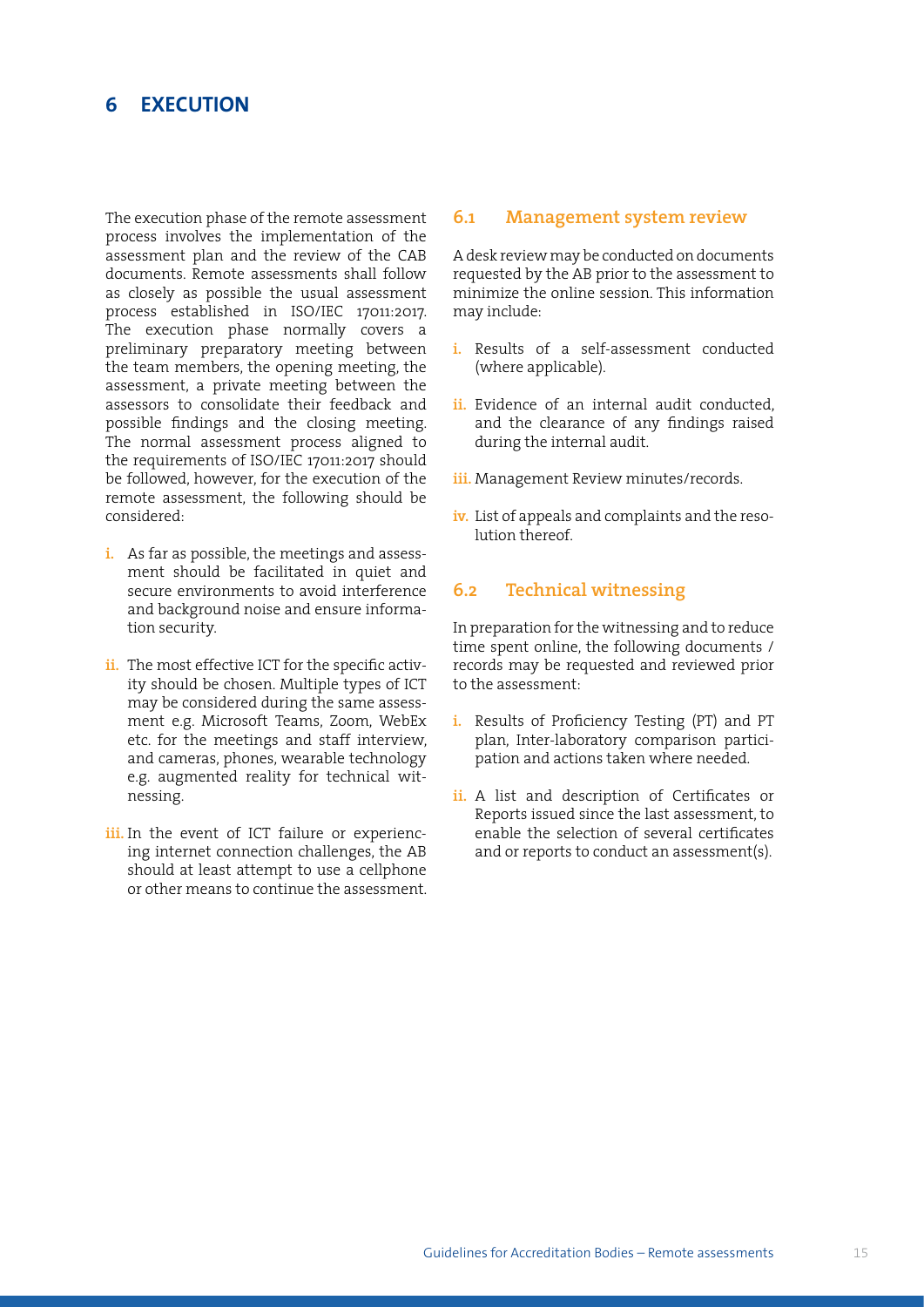# 6 EXECUTION

The execution phase of the remote assessment process involves the implementation of the assessment plan and the review of the CAB documents. Remote assessments shall follow as closely as possible the usual assessment process established in ISO/IEC 17011:2017. The execution phase normally covers a preliminary preparatory meeting between the team members, the opening meeting, the assessment, a private meeting between the assessors to consolidate their feedback and possible findings and the closing meeting. The normal assessment process aligned to the requirements of ISO/IEC 17011:2017 should be followed, however, for the execution of the remote assessment, the following should be considered:

i. As far as possible, the meetings and assessment should be facilitated in quiet and secure environments to avoid interference and background noise and ensure information security.

ii. The most effective ICT for the specific activity should be chosen. Multiple types of ICT may be considered during the same assessment e.g. Microsoft Teams, Zoom, WebEx etc. for the meetings and staff interview, and cameras, phones, wearable technology e.g. augmented reality for technical witnessing.

iii. In the event of ICT failure or experiencing internet connection challenges, the AB should at least attempt to use a cellphone or other means to continue the assessment.

## 6.1 Management system review

A desk review may be conducted on documents requested by the AB prior to the assessment to minimize the online session. This information may include:

i. Results of a self-assessment conducted (where applicable).

ii. Evidence of an internal audit conducted, and the clearance of any findings raised during the internal audit.

iii. Management Review minutes/records.

iv. List of appeals and complaints and the resolution thereof.

## 6.2 Technical witnessing

In preparation for the witnessing and to reduce time spent online, the following documents / records may be requested and reviewed prior to the assessment:

i. Results of Proficiency Testing (PT) and PT plan, Inter-laboratory comparison participation and actions taken where needed.

ii. A list and description of Certificates or Reports issued since the last assessment, to enable the selection of several certificates and or reports to conduct an assessment(s).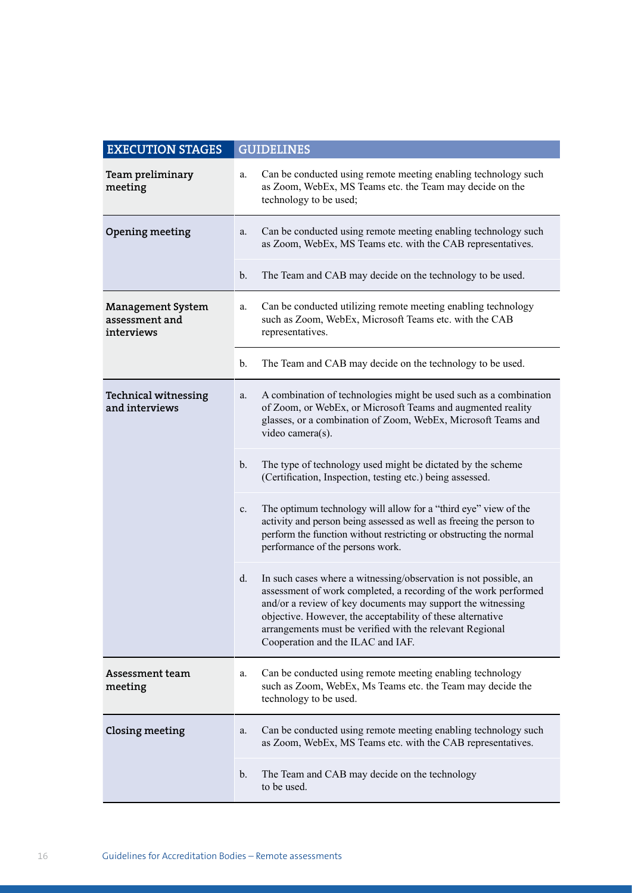| EXECUTION STAGES | GUIDELINES |
|---|---|
| **Team preliminary meeting** | a. Can be conducted using remote meeting enabling technology such as Zoom, WebEx, MS Teams etc. the Team may decide on the technology to be used; |
| **Opening meeting** | a. Can be conducted using remote meeting enabling technology such as Zoom, WebEx, MS Teams etc. with the CAB representatives. |
| | b. The Team and CAB may decide on the technology to be used. |
| **Management System assessment and interviews** | a. Can be conducted utilizing remote meeting enabling technology such as Zoom, WebEx, Microsoft Teams etc. with the CAB representatives. |
| | b. The Team and CAB may decide on the technology to be used. |
| **Technical witnessing and interviews** | a. A combination of technologies might be used such as a combination of Zoom, or WebEx, or Microsoft Teams and augmented reality glasses, or a combination of Zoom, WebEx, Microsoft Teams and video camera(s). |
| | b. The type of technology used might be dictated by the scheme (Certification, Inspection, testing etc.) being assessed. |
| | c. The optimum technology will allow for a "third eye" view of the activity and person being assessed as well as freeing the person to perform the function without restricting or obstructing the normal performance of the persons work. |
| | d. In such cases where a witnessing/observation is not possible, an assessment of work completed, a recording of the work performed and/or a review of key documents may support the witnessing objective. However, the acceptability of these alternative arrangements must be verified with the relevant Regional Cooperation and the ILAC and IAF. |
| **Assessment team meeting** | a. Can be conducted using remote meeting enabling technology such as Zoom, WebEx, Ms Teams etc. the Team may decide the technology to be used. |
| **Closing meeting** | a. Can be conducted using remote meeting enabling technology such as Zoom, WebEx, MS Teams etc. with the CAB representatives. |
| | b. The Team and CAB may decide on the technology to be used. |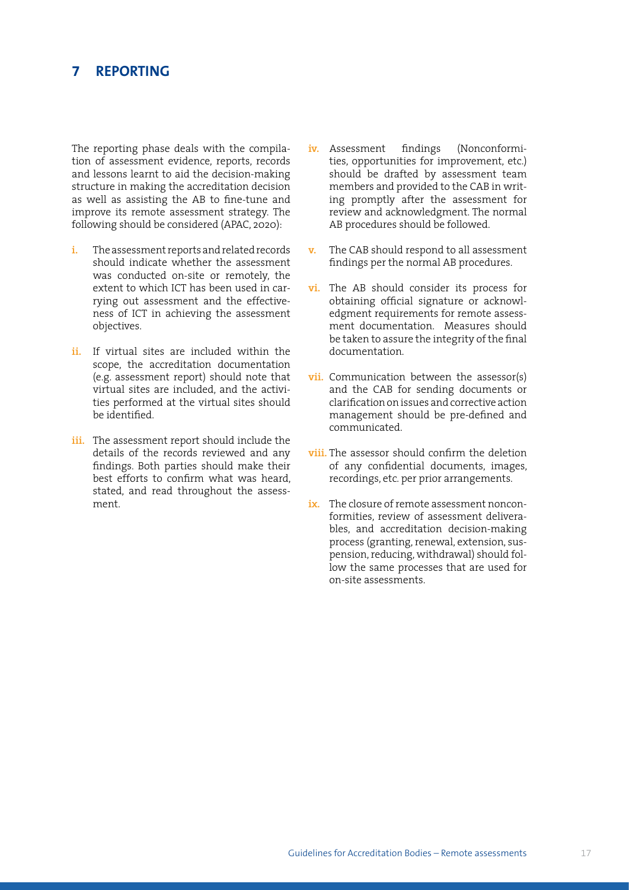# 7 REPORTING

The reporting phase deals with the compilation of assessment evidence, reports, records and lessons learnt to aid the decision-making structure in making the accreditation decision as well as assisting the AB to fine-tune and improve its remote assessment strategy. The following should be considered (APAC, 2020):

i. The assessment reports and related records should indicate whether the assessment was conducted on-site or remotely, the extent to which ICT has been used in carrying out assessment and the effectiveness of ICT in achieving the assessment objectives.

ii. If virtual sites are included within the scope, the accreditation documentation (e.g. assessment report) should note that virtual sites are included, and the activities performed at the virtual sites should be identified.

iii. The assessment report should include the details of the records reviewed and any findings. Both parties should make their best efforts to confirm what was heard, stated, and read throughout the assessment.

iv. Assessment findings (Nonconformities, opportunities for improvement, etc.) should be drafted by assessment team members and provided to the CAB in writing promptly after the assessment for review and acknowledgment. The normal AB procedures should be followed.

v. The CAB should respond to all assessment findings per the normal AB procedures.

vi. The AB should consider its process for obtaining official signature or acknowledgment requirements for remote assessment documentation. Measures should be taken to assure the integrity of the final documentation.

vii. Communication between the assessor(s) and the CAB for sending documents or clarification on issues and corrective action management should be pre-defined and communicated.

viii. The assessor should confirm the deletion of any confidential documents, images, recordings, etc. per prior arrangements.

ix. The closure of remote assessment nonconformities, review of assessment deliverables, and accreditation decision-making process (granting, renewal, extension, suspension, reducing, withdrawal) should follow the same processes that are used for on-site assessments.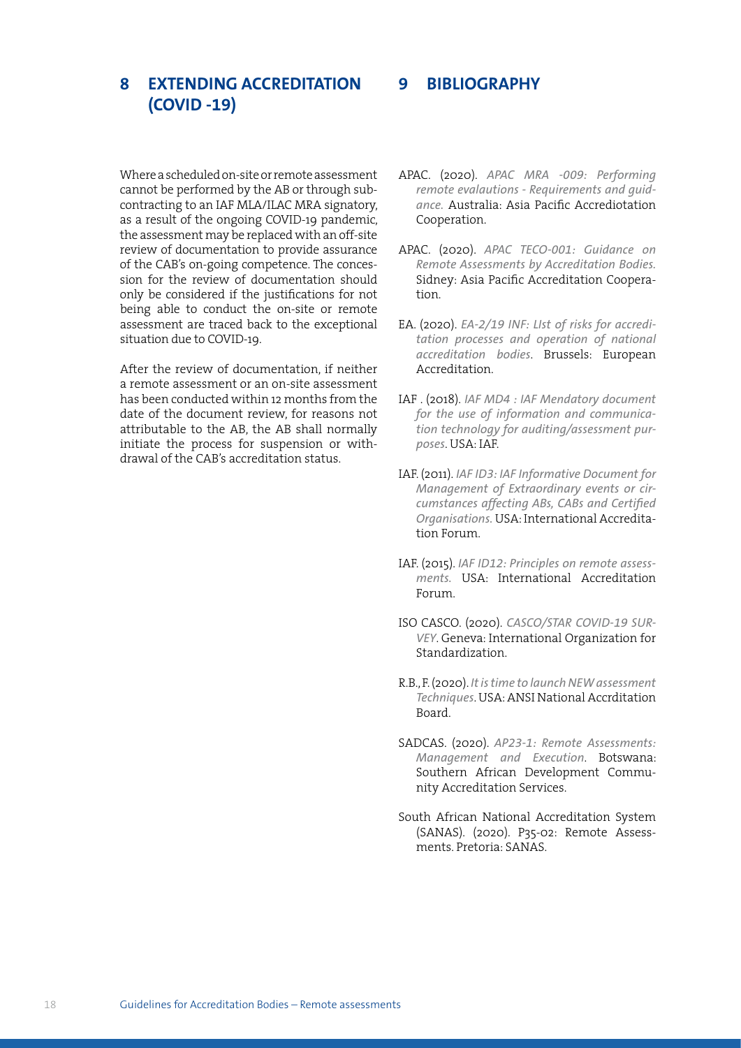## 8 EXTENDING ACCREDITATION (COVID -19)

Where a scheduled on-site or remote assessment cannot be performed by the AB or through sub-contracting to an IAF MLA/ILAC MRA signatory, as a result of the ongoing COVID-19 pandemic, the assessment may be replaced with an off-site review of documentation to provide assurance of the CAB's on-going competence. The concession for the review of documentation should only be considered if the justifications for not being able to conduct the on-site or remote assessment are traced back to the exceptional situation due to COVID-19.

After the review of documentation, if neither a remote assessment or an on-site assessment has been conducted within 12 months from the date of the document review, for reasons not attributable to the AB, the AB shall normally initiate the process for suspension or withdrawal of the CAB's accreditation status.

## 9 BIBLIOGRAPHY

APAC. (2020). *APAC MRA -009: Performing remote evalautions - Requirements and guidance.* Australia: Asia Pacific Accrediotation Cooperation.

APAC. (2020). *APAC TECO-001: Guidance on Remote Assessments by Accreditation Bodies.* Sidney: Asia Pacific Accreditation Cooperation.

EA. (2020). *EA-2/19 INF: LIst of risks for accreditation processes and operation of national accreditation bodies*. Brussels: European Accreditation.

IAF . (2018). *IAF MD4 : IAF Mendatory document for the use of information and communication technology for auditing/assessment purposes*. USA: IAF.

IAF. (2011). *IAF ID3: IAF Informative Document for Management of Extraordinary events or circumstances affecting ABs, CABs and Certified Organisations.* USA: International Accreditation Forum.

IAF. (2015). *IAF ID12: Principles on remote assessments.* USA: International Accreditation Forum.

ISO CASCO. (2020). *CASCO/STAR COVID-19 SURVEY*. Geneva: International Organization for Standardization.

R.B., F. (2020). *It is time to launch NEW assessment Techniques*. USA: ANSI National Accrditation Board.

SADCAS. (2020). *AP23-1: Remote Assessments: Management and Execution*. Botswana: Southern African Development Community Accreditation Services.

South African National Accreditation System (SANAS). (2020). P35-02: Remote Assessments. Pretoria: SANAS.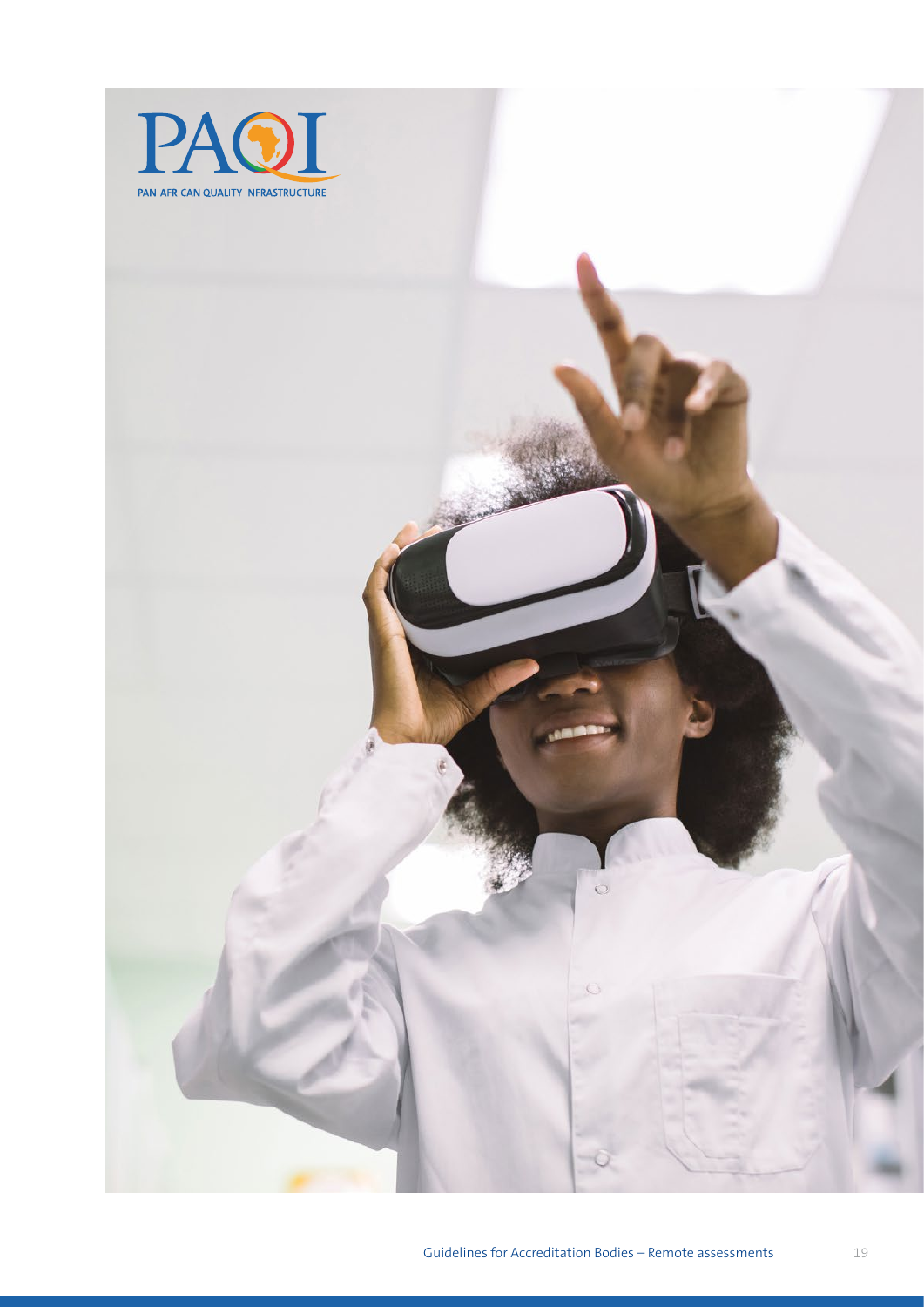PAQI

PAN-AFRICAN QUALITY INFRASTRUCTURE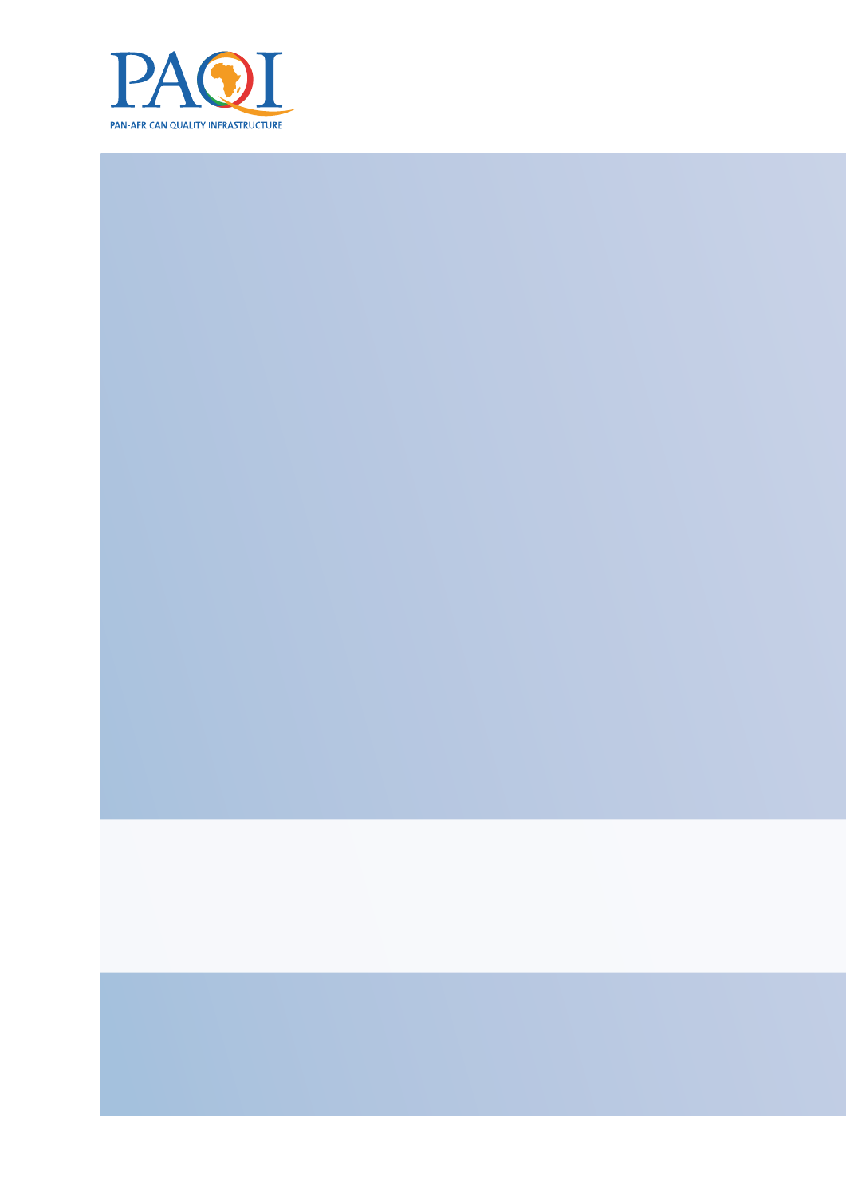PAQI

PAN-AFRICAN QUALITY INFRASTRUCTURE